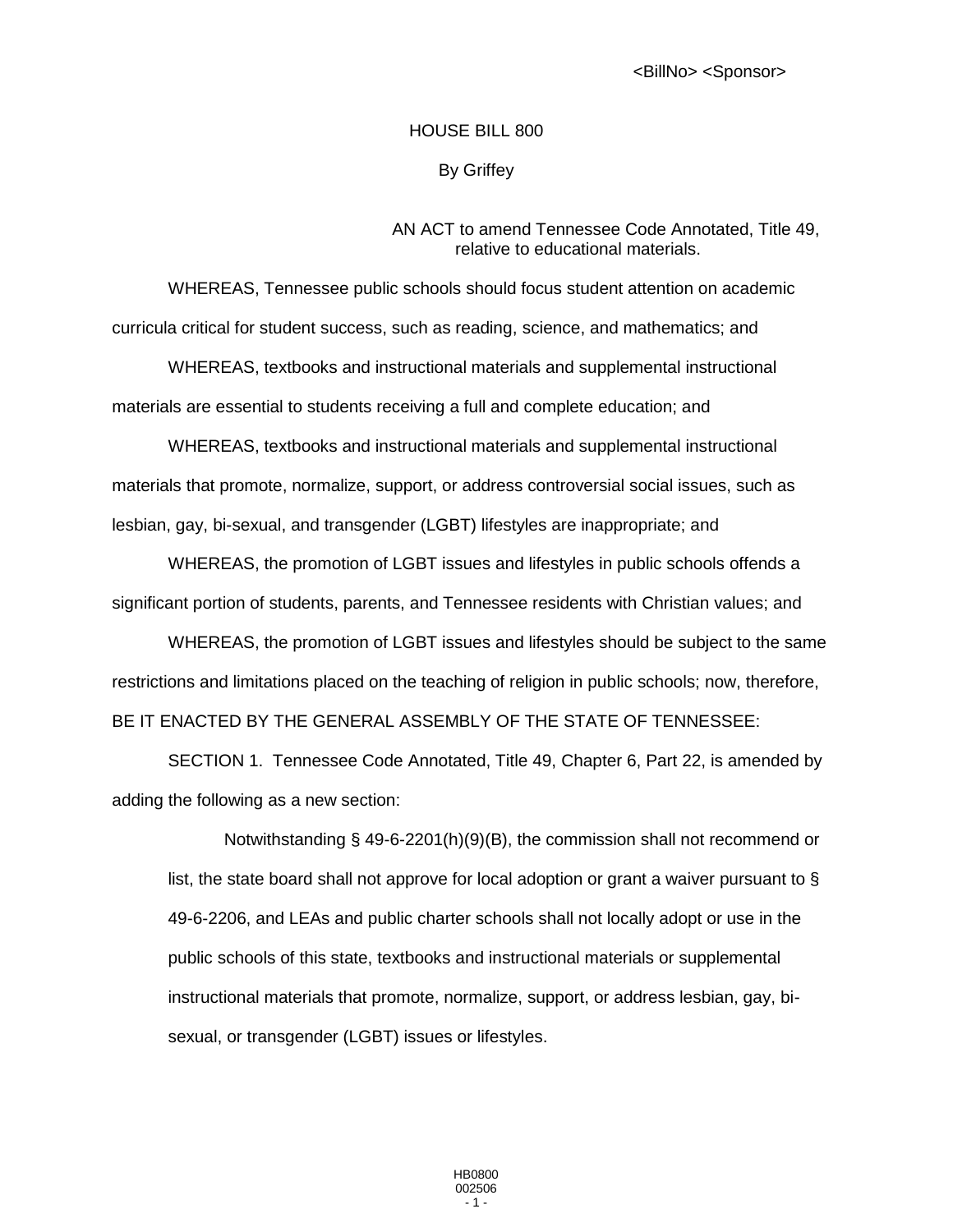<BillNo> <Sponsor>

HOUSE BILL 800

By Griffey

AN ACT to amend Tennessee Code Annotated, Title 49, relative to educational materials.

WHEREAS, Tennessee public schools should focus student attention on academic curricula critical for student success, such as reading, science, and mathematics; and

WHEREAS, textbooks and instructional materials and supplemental instructional materials are essential to students receiving a full and complete education; and

WHEREAS, textbooks and instructional materials and supplemental instructional materials that promote, normalize, support, or address controversial social issues, such as lesbian, gay, bi-sexual, and transgender (LGBT) lifestyles are inappropriate; and

WHEREAS, the promotion of LGBT issues and lifestyles in public schools offends a significant portion of students, parents, and Tennessee residents with Christian values; and

WHEREAS, the promotion of LGBT issues and lifestyles should be subject to the same restrictions and limitations placed on the teaching of religion in public schools; now, therefore,

BE IT ENACTED BY THE GENERAL ASSEMBLY OF THE STATE OF TENNESSEE:

SECTION 1. Tennessee Code Annotated, Title 49, Chapter 6, Part 22, is amended by adding the following as a new section:

> Notwithstanding § 49-6-2201(h)(9)(B), the commission shall not recommend or list, the state board shall not approve for local adoption or grant a waiver pursuant to § 49-6-2206, and LEAs and public charter schools shall not locally adopt or use in the public schools of this state, textbooks and instructional materials or supplemental instructional materials that promote, normalize, support, or address lesbian, gay, bi-sexual, or transgender (LGBT) issues or lifestyles.

HB0800
002506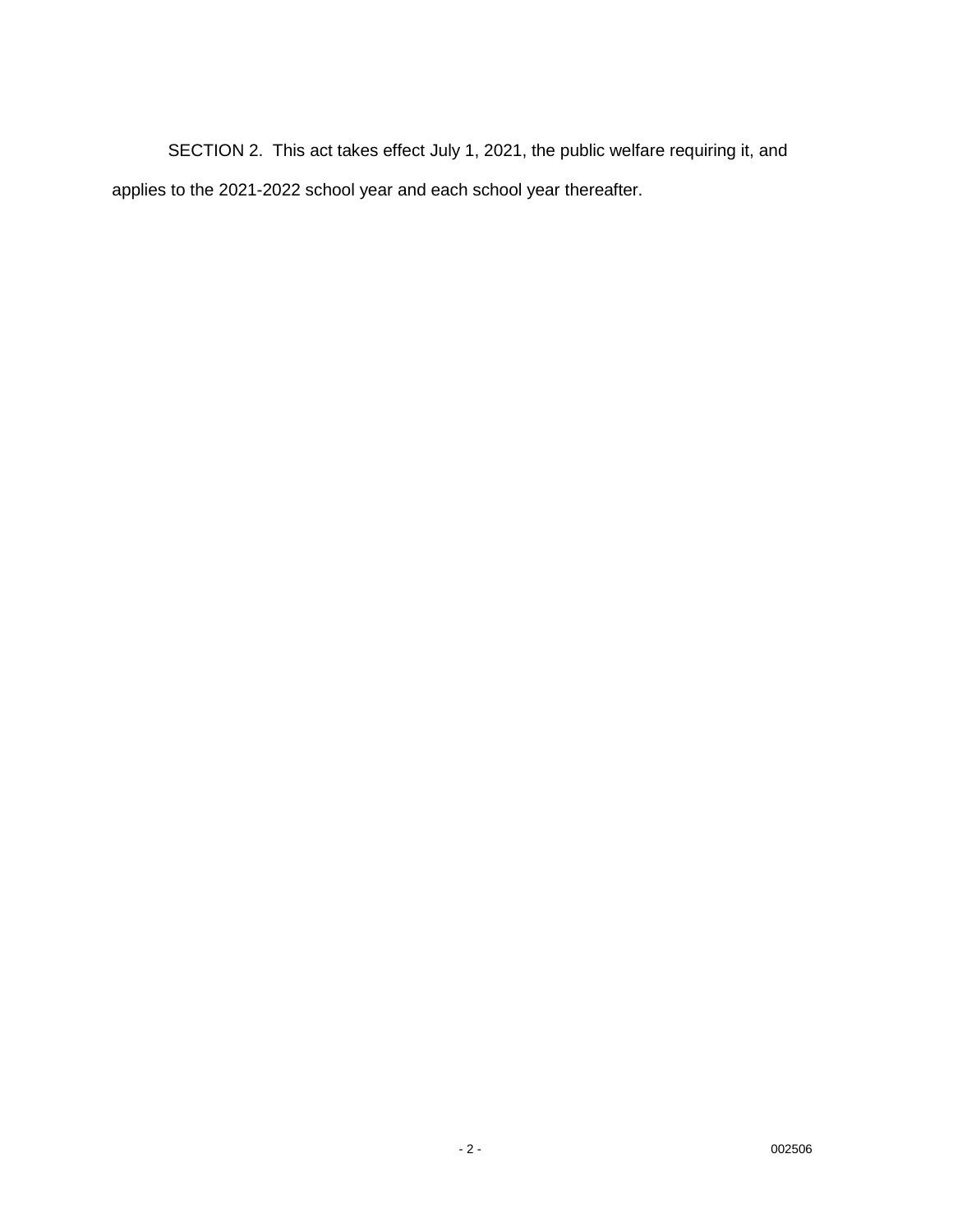SECTION 2. This act takes effect July 1, 2021, the public welfare requiring it, and applies to the 2021-2022 school year and each school year thereafter.